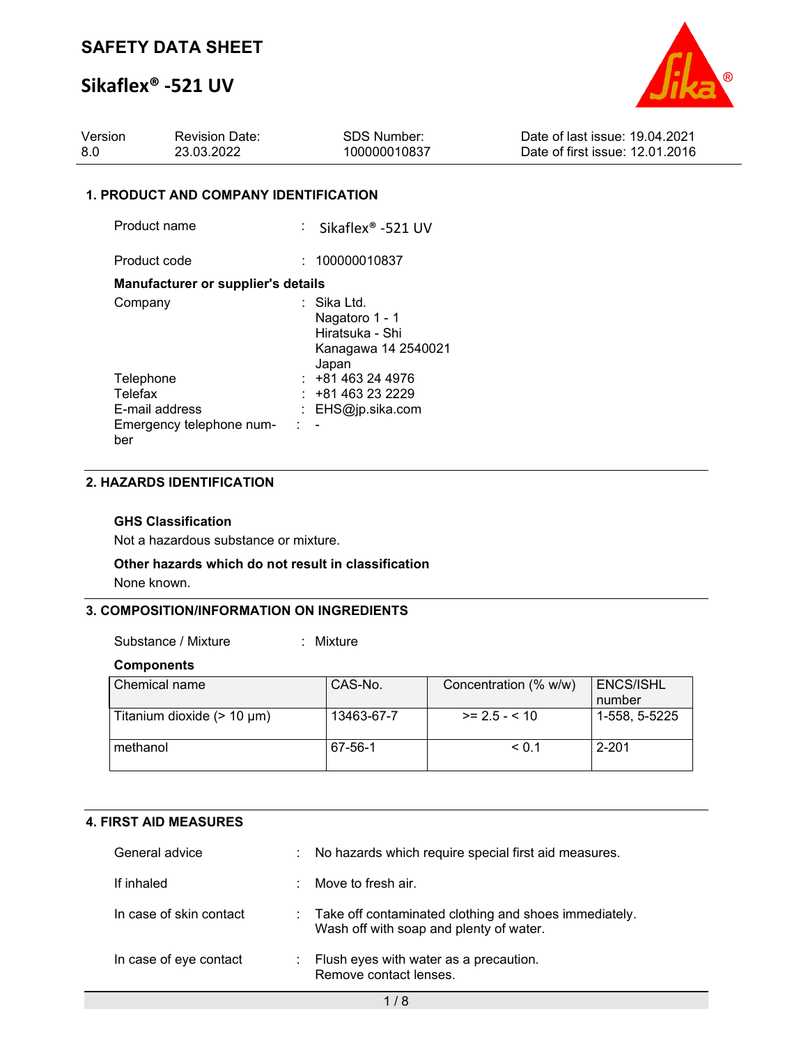# SAFETY DATA SHEET

# Sikaflex® -521 UV

| Version | Revision Date: | SDS Number: | Date of last issue: 19.04.2021 |
|---|---|---|---|
| 8.0 | 23.03.2022 | 100000010837 | Date of first issue: 12.01.2016 |

## 1. PRODUCT AND COMPANY IDENTIFICATION

Product name : Sikaflex® -521 UV

Product code : 100000010837

**Manufacturer or supplier's details**

Company : Sika Ltd.
Nagatoro 1 - 1
Hiratsuka - Shi
Kanagawa 14 2540021
Japan

Telephone : +81 463 24 4976

Telefax : +81 463 23 2229

E-mail address : EHS@jp.sika.com

Emergency telephone number : -

## 2. HAZARDS IDENTIFICATION

**GHS Classification**

Not a hazardous substance or mixture.

**Other hazards which do not result in classification**

None known.

## 3. COMPOSITION/INFORMATION ON INGREDIENTS

Substance / Mixture : Mixture

**Components**

| Chemical name | CAS-No. | Concentration (% w/w) | ENCS/ISHL number |
|---|---|---|---|
| Titanium dioxide (> 10 µm) | 13463-67-7 | >= 2.5 - < 10 | 1-558, 5-5225 |
| methanol | 67-56-1 | < 0.1 | 2-201 |

## 4. FIRST AID MEASURES

General advice : No hazards which require special first aid measures.

If inhaled : Move to fresh air.

In case of skin contact : Take off contaminated clothing and shoes immediately.
Wash off with soap and plenty of water.

In case of eye contact : Flush eyes with water as a precaution.
Remove contact lenses.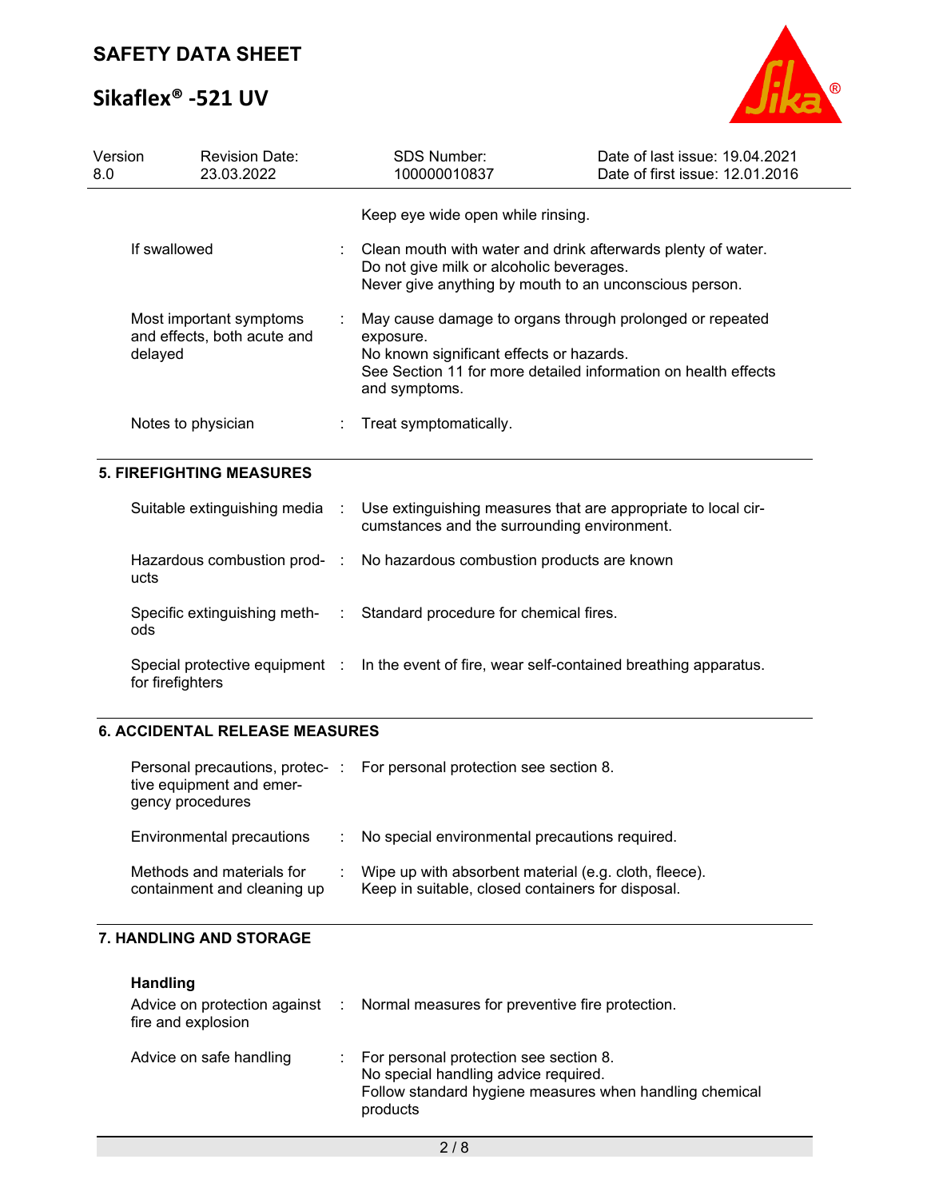Keep eye wide open while rinsing.

| | |
|---|---|
| If swallowed | Clean mouth with water and drink afterwards plenty of water.<br>Do not give milk or alcoholic beverages.<br>Never give anything by mouth to an unconscious person. |
| Most important symptoms and effects, both acute and delayed | May cause damage to organs through prolonged or repeated exposure.<br>No known significant effects or hazards.<br>See Section 11 for more detailed information on health effects and symptoms. |
| Notes to physician | Treat symptomatically. |

## 5. FIREFIGHTING MEASURES

| | |
|---|---|
| Suitable extinguishing media | Use extinguishing measures that are appropriate to local circumstances and the surrounding environment. |
| Hazardous combustion products | No hazardous combustion products are known |
| Specific extinguishing methods | Standard procedure for chemical fires. |
| Special protective equipment for firefighters | In the event of fire, wear self-contained breathing apparatus. |

## 6. ACCIDENTAL RELEASE MEASURES

| | |
|---|---|
| Personal precautions, protective equipment and emergency procedures | For personal protection see section 8. |
| Environmental precautions | No special environmental precautions required. |
| Methods and materials for containment and cleaning up | Wipe up with absorbent material (e.g. cloth, fleece).<br>Keep in suitable, closed containers for disposal. |

## 7. HANDLING AND STORAGE

**Handling**

| | |
|---|---|
| Advice on protection against fire and explosion | Normal measures for preventive fire protection. |
| Advice on safe handling | For personal protection see section 8.<br>No special handling advice required.<br>Follow standard hygiene measures when handling chemical products |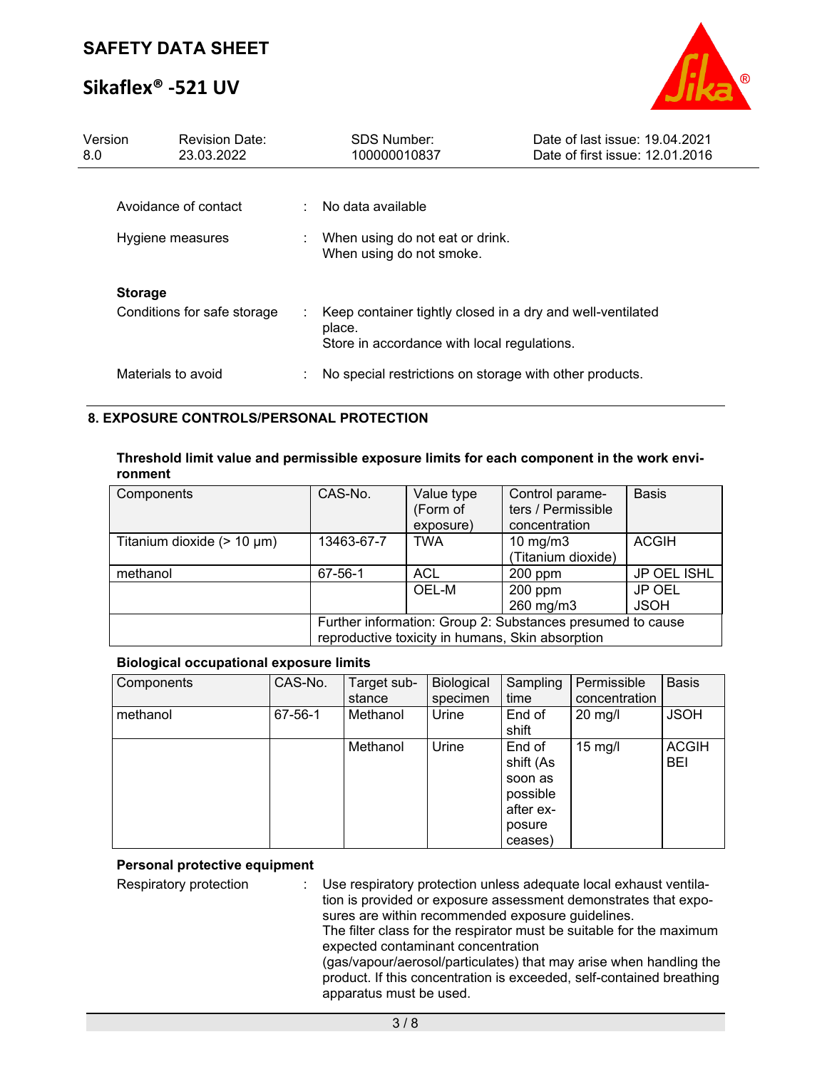Avoidance of contact : No data available

Hygiene measures : When using do not eat or drink.
When using do not smoke.

**Storage**

Conditions for safe storage : Keep container tightly closed in a dry and well-ventilated place.
Store in accordance with local regulations.

Materials to avoid : No special restrictions on storage with other products.

## 8. EXPOSURE CONTROLS/PERSONAL PROTECTION

**Threshold limit value and permissible exposure limits for each component in the work environment**

| Components | CAS-No. | Value type (Form of exposure) | Control parameters / Permissible concentration | Basis |
|---|---|---|---|---|
| Titanium dioxide (> 10 µm) | 13463-67-7 | TWA | 10 mg/m3 (Titanium dioxide) | ACGIH |
| methanol | 67-56-1 | ACL | 200 ppm | JP OEL ISHL |
| | | OEL-M | 200 ppm<br>260 mg/m3 | JP OEL JSOH |
| | Further information: Group 2: Substances presumed to cause reproductive toxicity in humans, Skin absorption | | | |

**Biological occupational exposure limits**

| Components | CAS-No. | Target substance | Biological specimen | Sampling time | Permissible concentration | Basis |
|---|---|---|---|---|---|---|
| methanol | 67-56-1 | Methanol | Urine | End of shift | 20 mg/l | JSOH |
| | | Methanol | Urine | End of shift (As soon as possible after exposure ceases) | 15 mg/l | ACGIH BEI |

**Personal protective equipment**

Respiratory protection : Use respiratory protection unless adequate local exhaust ventilation is provided or exposure assessment demonstrates that exposures are within recommended exposure guidelines.
The filter class for the respirator must be suitable for the maximum expected contaminant concentration (gas/vapour/aerosol/particulates) that may arise when handling the product. If this concentration is exceeded, self-contained breathing apparatus must be used.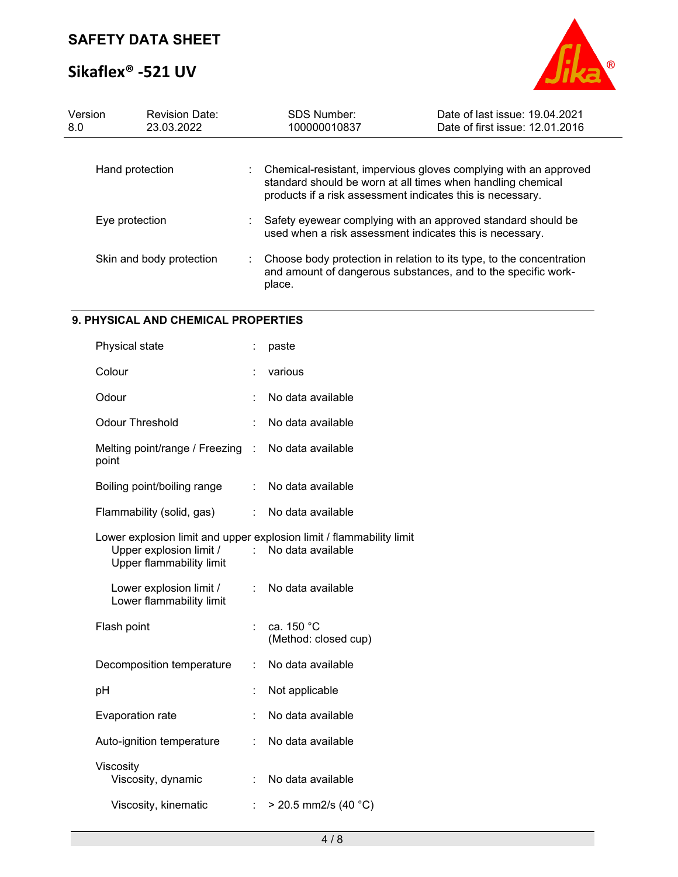| | | |
|---|---|---|
| Hand protection | : | Chemical-resistant, impervious gloves complying with an approved standard should be worn at all times when handling chemical products if a risk assessment indicates this is necessary. |
| Eye protection | : | Safety eyewear complying with an approved standard should be used when a risk assessment indicates this is necessary. |
| Skin and body protection | : | Choose body protection in relation to its type, to the concentration and amount of dangerous substances, and to the specific work-place. |

## 9. PHYSICAL AND CHEMICAL PROPERTIES

| | | |
|---|---|---|
| Physical state | : | paste |
| Colour | : | various |
| Odour | : | No data available |
| Odour Threshold | : | No data available |
| Melting point/range / Freezing point | : | No data available |
| Boiling point/boiling range | : | No data available |
| Flammability (solid, gas) | : | No data available |
| Lower explosion limit and upper explosion limit / flammability limit | | |
| Upper explosion limit / Upper flammability limit | : | No data available |
| Lower explosion limit / Lower flammability limit | : | No data available |
| Flash point | : | ca. 150 °C (Method: closed cup) |
| Decomposition temperature | : | No data available |
| pH | : | Not applicable |
| Evaporation rate | : | No data available |
| Auto-ignition temperature | : | No data available |
| Viscosity | | |
| Viscosity, dynamic | : | No data available |
| Viscosity, kinematic | : | > 20.5 mm2/s (40 °C) |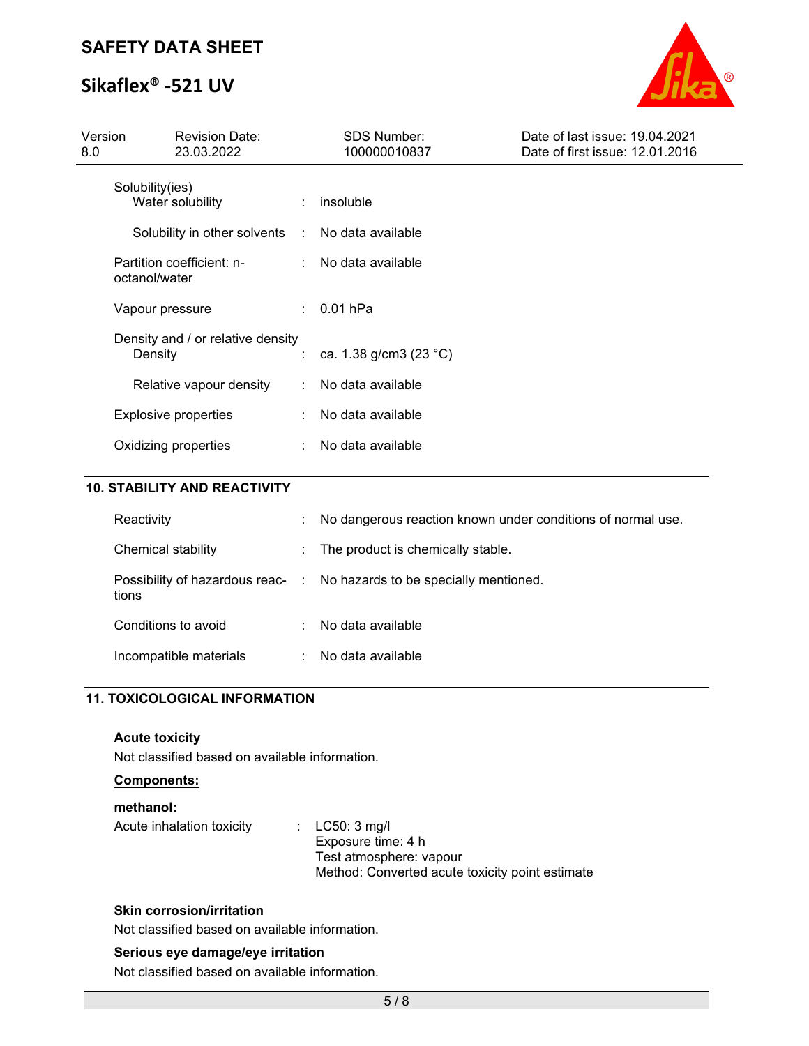| | | |
|---|---|---|
| Solubility(ies) | | |
| Water solubility | : | insoluble |
| Solubility in other solvents | : | No data available |
| Partition coefficient: n-octanol/water | : | No data available |
| Vapour pressure | : | 0.01 hPa |
| Density and / or relative density | | |
| Density | : | ca. 1.38 g/cm3 (23 °C) |
| Relative vapour density | : | No data available |
| Explosive properties | : | No data available |
| Oxidizing properties | : | No data available |

## 10. STABILITY AND REACTIVITY

| | | |
|---|---|---|
| Reactivity | : | No dangerous reaction known under conditions of normal use. |
| Chemical stability | : | The product is chemically stable. |
| Possibility of hazardous reactions | : | No hazards to be specially mentioned. |
| Conditions to avoid | : | No data available |
| Incompatible materials | : | No data available |

## 11. TOXICOLOGICAL INFORMATION

**Acute toxicity**

Not classified based on available information.

**Components:**

**methanol:**

Acute inhalation toxicity : LC50: 3 mg/l
Exposure time: 4 h
Test atmosphere: vapour
Method: Converted acute toxicity point estimate

**Skin corrosion/irritation**

Not classified based on available information.

**Serious eye damage/eye irritation**

Not classified based on available information.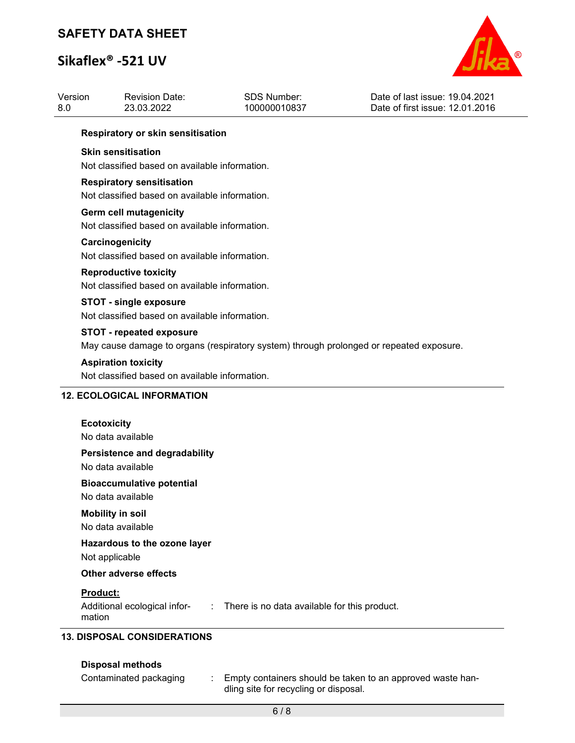**Respiratory or skin sensitisation**

**Skin sensitisation**

Not classified based on available information.

**Respiratory sensitisation**

Not classified based on available information.

**Germ cell mutagenicity**

Not classified based on available information.

**Carcinogenicity**

Not classified based on available information.

**Reproductive toxicity**

Not classified based on available information.

**STOT - single exposure**

Not classified based on available information.

**STOT - repeated exposure**

May cause damage to organs (respiratory system) through prolonged or repeated exposure.

**Aspiration toxicity**

Not classified based on available information.

## 12. ECOLOGICAL INFORMATION

**Ecotoxicity**

No data available

**Persistence and degradability**

No data available

**Bioaccumulative potential**

No data available

**Mobility in soil**

No data available

**Hazardous to the ozone layer**

Not applicable

**Other adverse effects**

**Product:**

Additional ecological information : There is no data available for this product.

## 13. DISPOSAL CONSIDERATIONS

**Disposal methods**

Contaminated packaging : Empty containers should be taken to an approved waste handling site for recycling or disposal.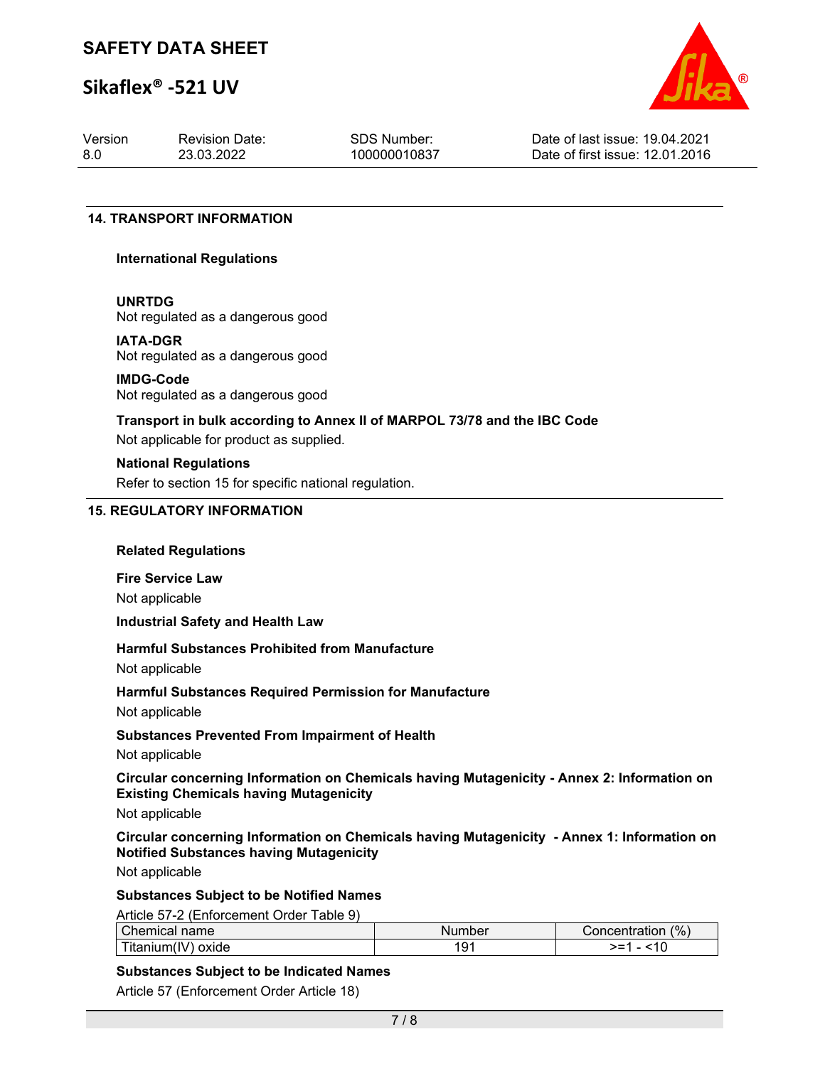## 14. TRANSPORT INFORMATION

**International Regulations**

**UNRTDG**
Not regulated as a dangerous good

**IATA-DGR**
Not regulated as a dangerous good

**IMDG-Code**
Not regulated as a dangerous good

**Transport in bulk according to Annex II of MARPOL 73/78 and the IBC Code**
Not applicable for product as supplied.

**National Regulations**
Refer to section 15 for specific national regulation.

## 15. REGULATORY INFORMATION

**Related Regulations**

**Fire Service Law**
Not applicable

**Industrial Safety and Health Law**

**Harmful Substances Prohibited from Manufacture**
Not applicable

**Harmful Substances Required Permission for Manufacture**
Not applicable

**Substances Prevented From Impairment of Health**
Not applicable

**Circular concerning Information on Chemicals having Mutagenicity - Annex 2: Information on Existing Chemicals having Mutagenicity**
Not applicable

**Circular concerning Information on Chemicals having Mutagenicity - Annex 1: Information on Notified Substances having Mutagenicity**
Not applicable

**Substances Subject to be Notified Names**

Article 57-2 (Enforcement Order Table 9)

| Chemical name | Number | Concentration (%) |
|---|---|---|
| Titanium(IV) oxide | 191 | >=1 - <10 |

**Substances Subject to be Indicated Names**

Article 57 (Enforcement Order Article 18)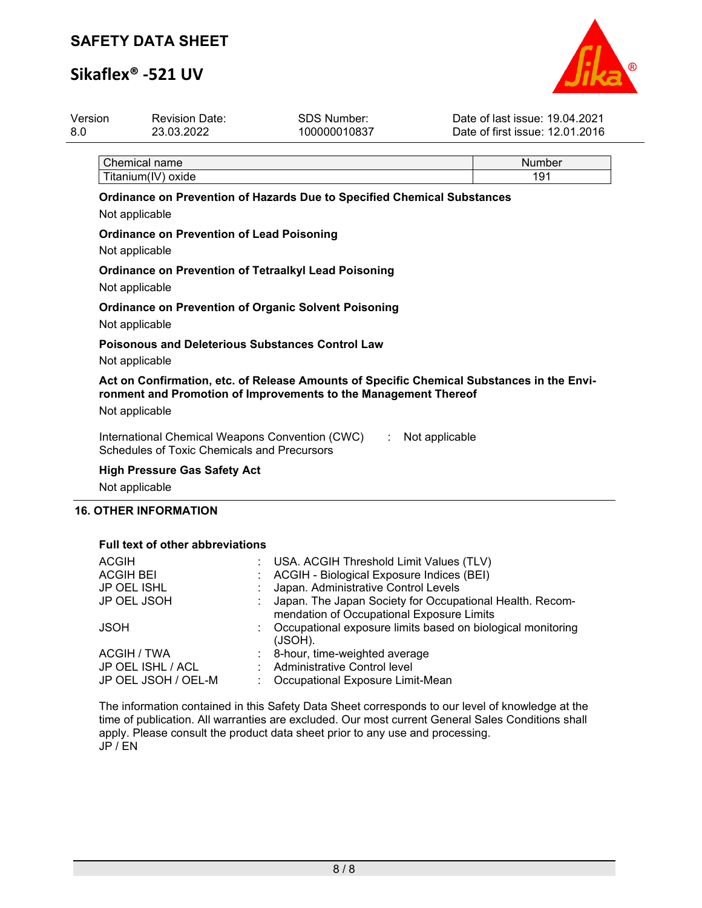| Chemical name | Number |
|---|---|
| Titanium(IV) oxide | 191 |

**Ordinance on Prevention of Hazards Due to Specified Chemical Substances**

Not applicable

**Ordinance on Prevention of Lead Poisoning**

Not applicable

**Ordinance on Prevention of Tetraalkyl Lead Poisoning**

Not applicable

**Ordinance on Prevention of Organic Solvent Poisoning**

Not applicable

**Poisonous and Deleterious Substances Control Law**

Not applicable

**Act on Confirmation, etc. of Release Amounts of Specific Chemical Substances in the Environment and Promotion of Improvements to the Management Thereof**

Not applicable

International Chemical Weapons Convention (CWC) Schedules of Toxic Chemicals and Precursors : Not applicable

**High Pressure Gas Safety Act**

Not applicable

## 16. OTHER INFORMATION

**Full text of other abbreviations**

| | | |
|---|---|---|
| ACGIH | : | USA. ACGIH Threshold Limit Values (TLV) |
| ACGIH BEI | : | ACGIH - Biological Exposure Indices (BEI) |
| JP OEL ISHL | : | Japan. Administrative Control Levels |
| JP OEL JSOH | : | Japan. The Japan Society for Occupational Health. Recommendation of Occupational Exposure Limits |
| JSOH | : | Occupational exposure limits based on biological monitoring (JSOH). |
| ACGIH / TWA | : | 8-hour, time-weighted average |
| JP OEL ISHL / ACL | : | Administrative Control level |
| JP OEL JSOH / OEL-M | : | Occupational Exposure Limit-Mean |

The information contained in this Safety Data Sheet corresponds to our level of knowledge at the time of publication. All warranties are excluded. Our most current General Sales Conditions shall apply. Please consult the product data sheet prior to any use and processing.
JP / EN